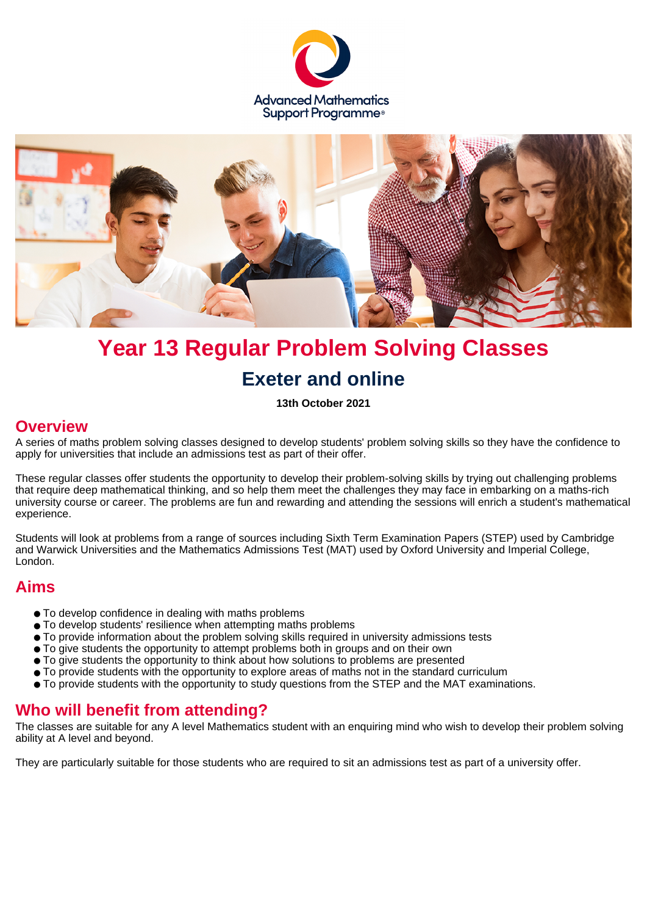Advanced Mathematics Support Programme®

# Year 13 Regular Problem Solving Classes

## Exeter and online

**13th October 2021**

## Overview

A series of maths problem solving classes designed to develop students' problem solving skills so they have the confidence to apply for universities that include an admissions test as part of their offer.

These regular classes offer students the opportunity to develop their problem-solving skills by trying out challenging problems that require deep mathematical thinking, and so help them meet the challenges they may face in embarking on a maths-rich university course or career. The problems are fun and rewarding and attending the sessions will enrich a student's mathematical experience.

Students will look at problems from a range of sources including Sixth Term Examination Papers (STEP) used by Cambridge and Warwick Universities and the Mathematics Admissions Test (MAT) used by Oxford University and Imperial College, London.

## Aims

- To develop confidence in dealing with maths problems
- To develop students' resilience when attempting maths problems
- To provide information about the problem solving skills required in university admissions tests
- To give students the opportunity to attempt problems both in groups and on their own
- To give students the opportunity to think about how solutions to problems are presented
- To provide students with the opportunity to explore areas of maths not in the standard curriculum
- To provide students with the opportunity to study questions from the STEP and the MAT examinations.

## Who will benefit from attending?

The classes are suitable for any A level Mathematics student with an enquiring mind who wish to develop their problem solving ability at A level and beyond.

They are particularly suitable for those students who are required to sit an admissions test as part of a university offer.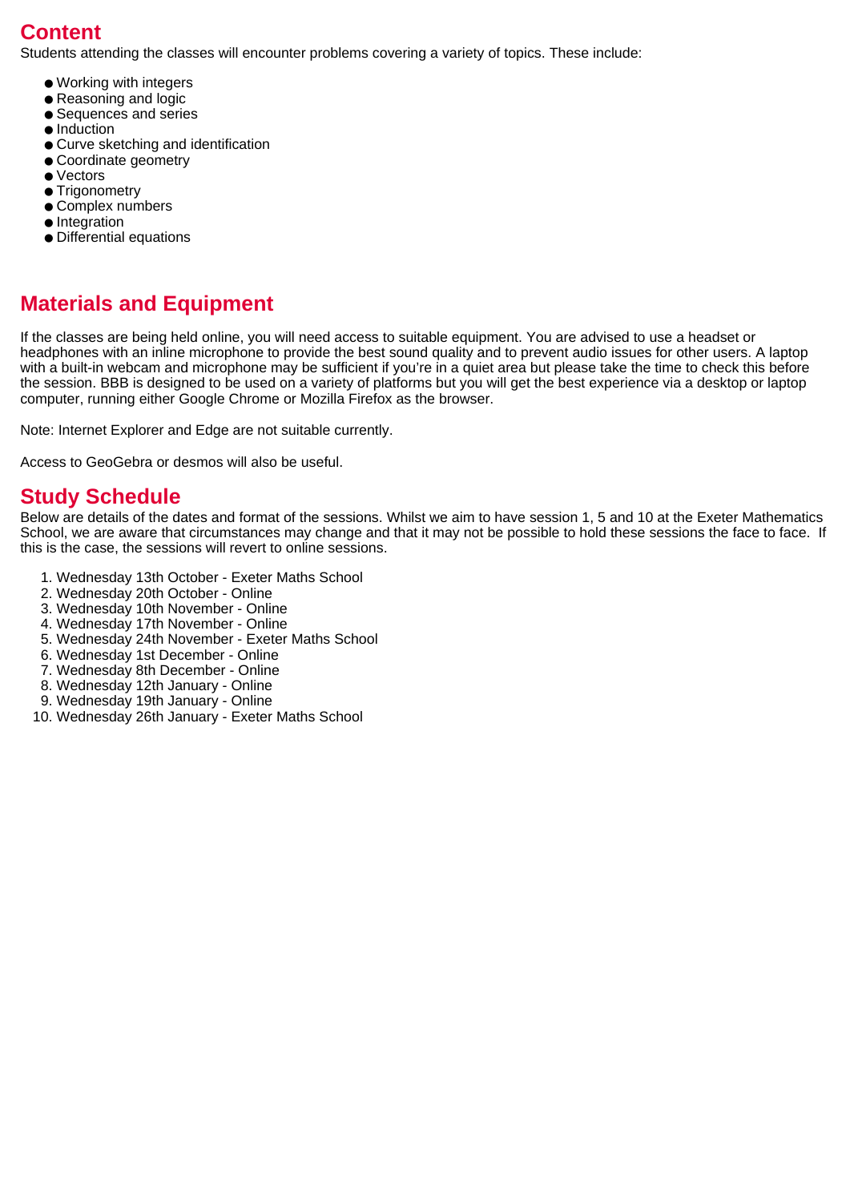## Content

Students attending the classes will encounter problems covering a variety of topics. These include:

- Working with integers
- Reasoning and logic
- Sequences and series
- Induction
- Curve sketching and identification
- Coordinate geometry
- Vectors
- Trigonometry
- Complex numbers
- Integration
- Differential equations

## Materials and Equipment

If the classes are being held online, you will need access to suitable equipment. You are advised to use a headset or headphones with an inline microphone to provide the best sound quality and to prevent audio issues for other users. A laptop with a built-in webcam and microphone may be sufficient if you're in a quiet area but please take the time to check this before the session. BBB is designed to be used on a variety of platforms but you will get the best experience via a desktop or laptop computer, running either Google Chrome or Mozilla Firefox as the browser.

Note: Internet Explorer and Edge are not suitable currently.

Access to GeoGebra or desmos will also be useful.

## Study Schedule

Below are details of the dates and format of the sessions. Whilst we aim to have session 1, 5 and 10 at the Exeter Mathematics School, we are aware that circumstances may change and that it may not be possible to hold these sessions the face to face. If this is the case, the sessions will revert to online sessions.

1. Wednesday 13th October - Exeter Maths School
2. Wednesday 20th October - Online
3. Wednesday 10th November - Online
4. Wednesday 17th November - Online
5. Wednesday 24th November - Exeter Maths School
6. Wednesday 1st December - Online
7. Wednesday 8th December - Online
8. Wednesday 12th January - Online
9. Wednesday 19th January - Online
10. Wednesday 26th January - Exeter Maths School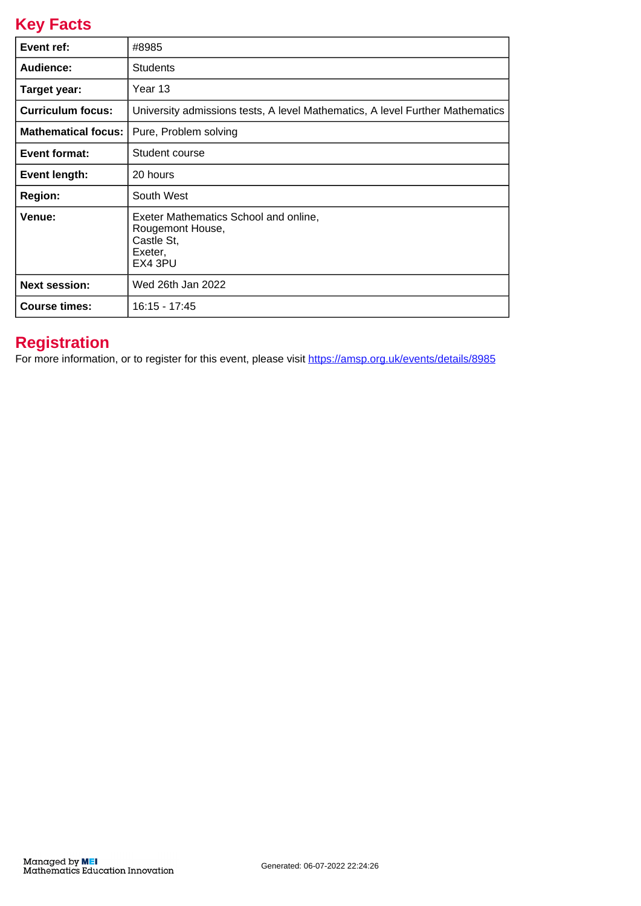## Key Facts

| | |
|---|---|
| **Event ref:** | #8985 |
| **Audience:** | Students |
| **Target year:** | Year 13 |
| **Curriculum focus:** | University admissions tests, A level Mathematics, A level Further Mathematics |
| **Mathematical focus:** | Pure, Problem solving |
| **Event format:** | Student course |
| **Event length:** | 20 hours |
| **Region:** | South West |
| **Venue:** | Exeter Mathematics School and online, Rougemont House, Castle St, Exeter, EX4 3PU |
| **Next session:** | Wed 26th Jan 2022 |
| **Course times:** | 16:15 - 17:45 |

## Registration

For more information, or to register for this event, please visit https://amsp.org.uk/events/details/8985

Managed by MEI Mathematics Education Innovation

Generated: 06-07-2022 22:24:26